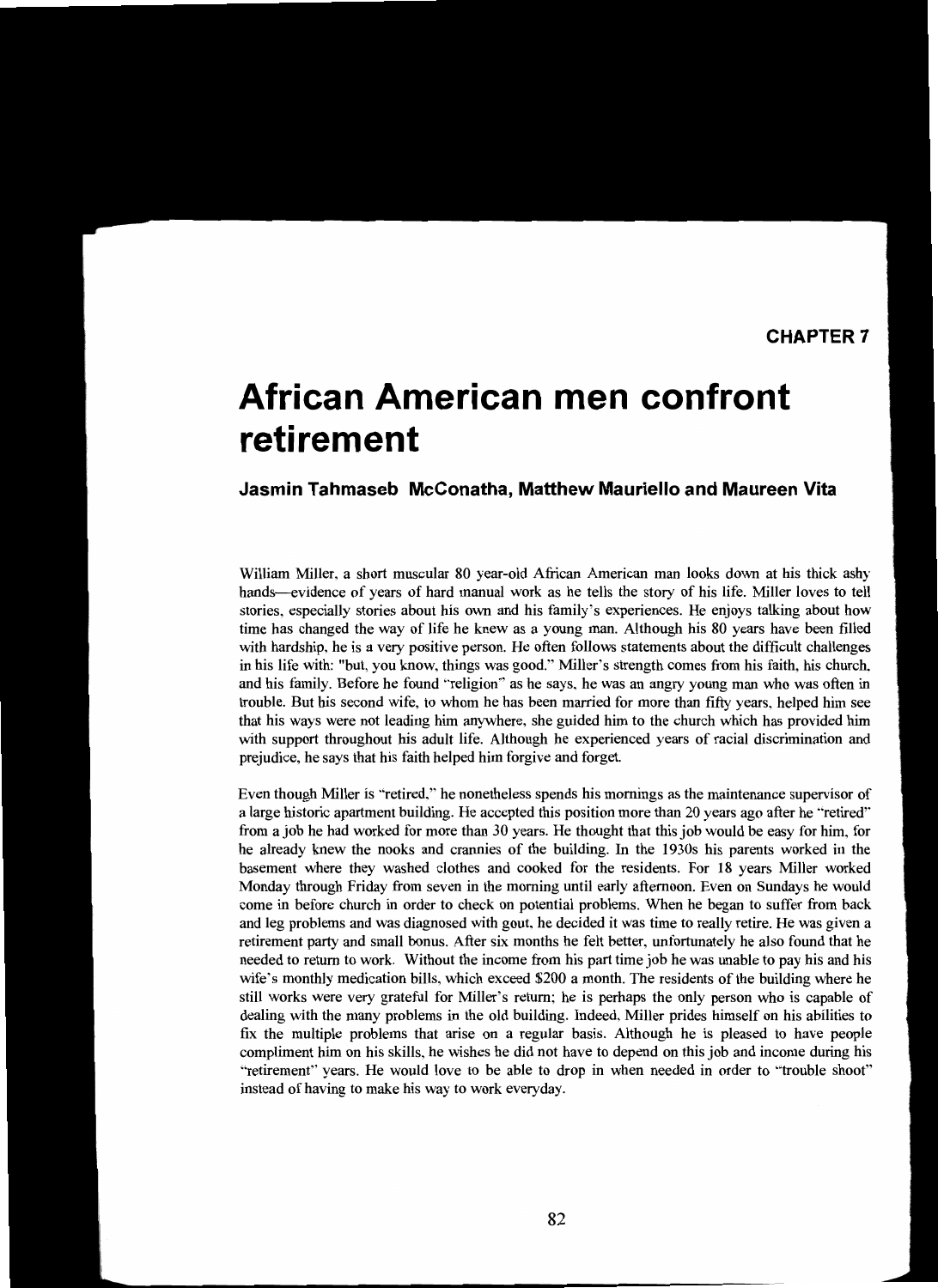CHAPTER 7

# African American men confront retirement

### Jasmin Tahmaseb McConatha, Matthew Mauriello and Maureen Vita

William Miller, a short muscular 80 year-old African American man looks down at his thick ashy hands—evidence of years of hard manual work as he tells the story of his life. Miller loves to tell stories, especially stories about his own and his family's experiences. He enjoys talking about how time has changed the way of life he knew as a young man. Although his 80 years have been filled with hardship, he is a very positive person. He often follows statements about the difficult challenges in his life with: "but, you know, things was good." Miller's strength comes from his faith, his church, and his family. Before he found "religion" as he says, he was an angry young man who was often in trouble. But his second wife, to whom he has been married for more than fifty years, helped him see that his ways were not leading him anywhere, she guided him to the church which has provided him with support throughout his adult life. Although he experienced years of racial discrimination and prejudice, he says that his faith helped him forgive and forget.

Even though Miller is "retired," he nonetheless spends his mornings as the maintenance supervisor of a large historic apartment building. He accepted this position more than 20 years ago after he "retired" from a job he had worked for more than 30 years. He thought that this job would be easy for him, for he already knew the nooks and crannies of the building. In the 1930s his parents worked in the basement where they washed clothes and cooked for the residents. For 18 years Miller worked Monday through Friday from seven in the morning until early afternoon. Even on Sundays he would come in before church in order to check on potential problems. When he began to suffer from back and leg problems and was diagnosed with gout, he decided it was time to really retire. He was given a retirement party and small bonus. After six months he felt better, unfortunately he also found that he needed to return to work. Without the income from his part time job he was unable to pay his and his wife's monthly medication bills, which exceed $200 a month. The residents of the building where he still works were very grateful for Miller's return; he is perhaps the only person who is capable of dealing with the many problems in the old building. Indeed, Miller prides himself on his abilities to fix the multiple problems that arise on a regular basis. Although he is pleased to have people compliment him on his skills, he wishes he did not have to depend on this job and income during his "retirement" years. He would love to be able to drop in when needed in order to "trouble shoot" instead of having to make his way to work everyday.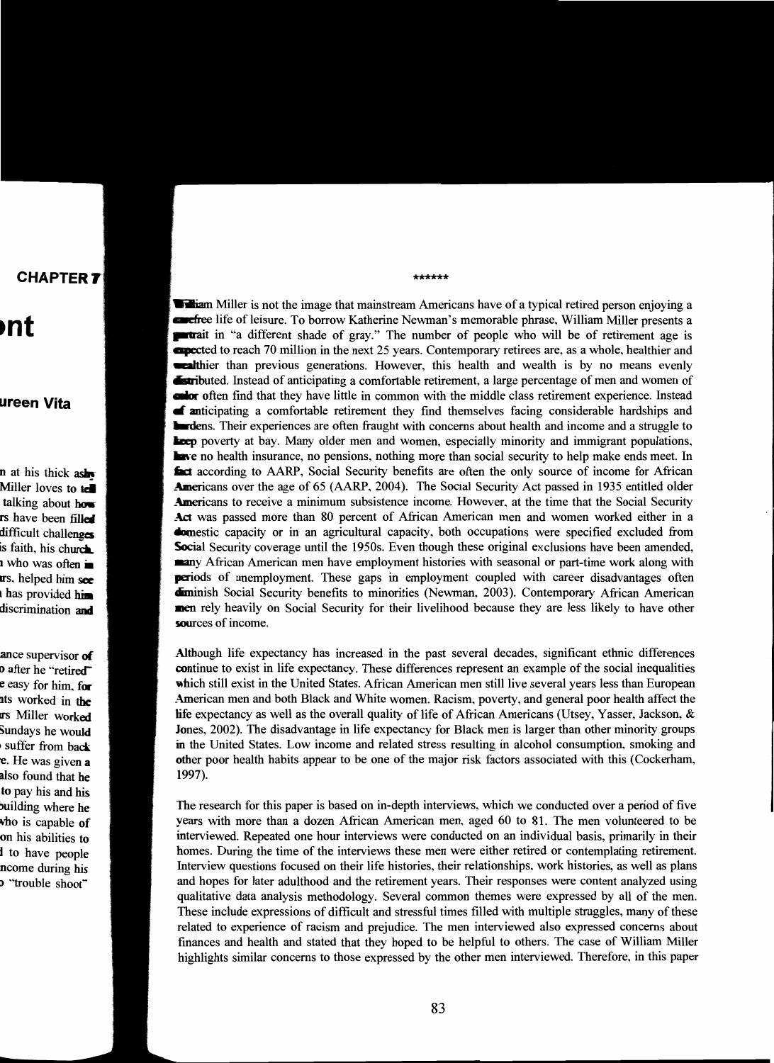******

William Miller is not the image that mainstream Americans have of a typical retired person enjoying a carefree life of leisure. To borrow Katherine Newman's memorable phrase, William Miller presents a portrait in "a different shade of gray." The number of people who will be of retirement age is expected to reach 70 million in the next 25 years. Contemporary retirees are, as a whole, healthier and wealthier than previous generations. However, this health and wealth is by no means evenly distributed. Instead of anticipating a comfortable retirement, a large percentage of men and women of color often find that they have little in common with the middle class retirement experience. Instead of anticipating a comfortable retirement they find themselves facing considerable hardships and burdens. Their experiences are often fraught with concerns about health and income and a struggle to keep poverty at bay. Many older men and women, especially minority and immigrant populations, have no health insurance, no pensions, nothing more than social security to help make ends meet. In fact according to AARP, Social Security benefits are often the only source of income for African Americans over the age of 65 (AARP, 2004). The Social Security Act passed in 1935 entitled older Americans to receive a minimum subsistence income. However, at the time that the Social Security Act was passed more than 80 percent of African American men and women worked either in a domestic capacity or in an agricultural capacity, both occupations were specified excluded from Social Security coverage until the 1950s. Even though these original exclusions have been amended, many African American men have employment histories with seasonal or part-time work along with periods of unemployment. These gaps in employment coupled with career disadvantages often diminish Social Security benefits to minorities (Newman, 2003). Contemporary African American men rely heavily on Social Security for their livelihood because they are less likely to have other sources of income.

Although life expectancy has increased in the past several decades, significant ethnic differences continue to exist in life expectancy. These differences represent an example of the social inequalities which still exist in the United States. African American men still live several years less than European American men and both Black and White women. Racism, poverty, and general poor health affect the life expectancy as well as the overall quality of life of African Americans (Utsey, Yasser, Jackson, & Jones, 2002). The disadvantage in life expectancy for Black men is larger than other minority groups in the United States. Low income and related stress resulting in alcohol consumption, smoking and other poor health habits appear to be one of the major risk factors associated with this (Cockerham, 1997).

The research for this paper is based on in-depth interviews, which we conducted over a period of five years with more than a dozen African American men, aged 60 to 81. The men volunteered to be interviewed. Repeated one hour interviews were conducted on an individual basis, primarily in their homes. During the time of the interviews these men were either retired or contemplating retirement. Interview questions focused on their life histories, their relationships, work histories, as well as plans and hopes for later adulthood and the retirement years. Their responses were content analyzed using qualitative data analysis methodology. Several common themes were expressed by all of the men. These include expressions of difficult and stressful times filled with multiple struggles, many of these related to experience of racism and prejudice. The men interviewed also expressed concerns about finances and health and stated that they hoped to be helpful to others. The case of William Miller highlights similar concerns to those expressed by the other men interviewed. Therefore, in this paper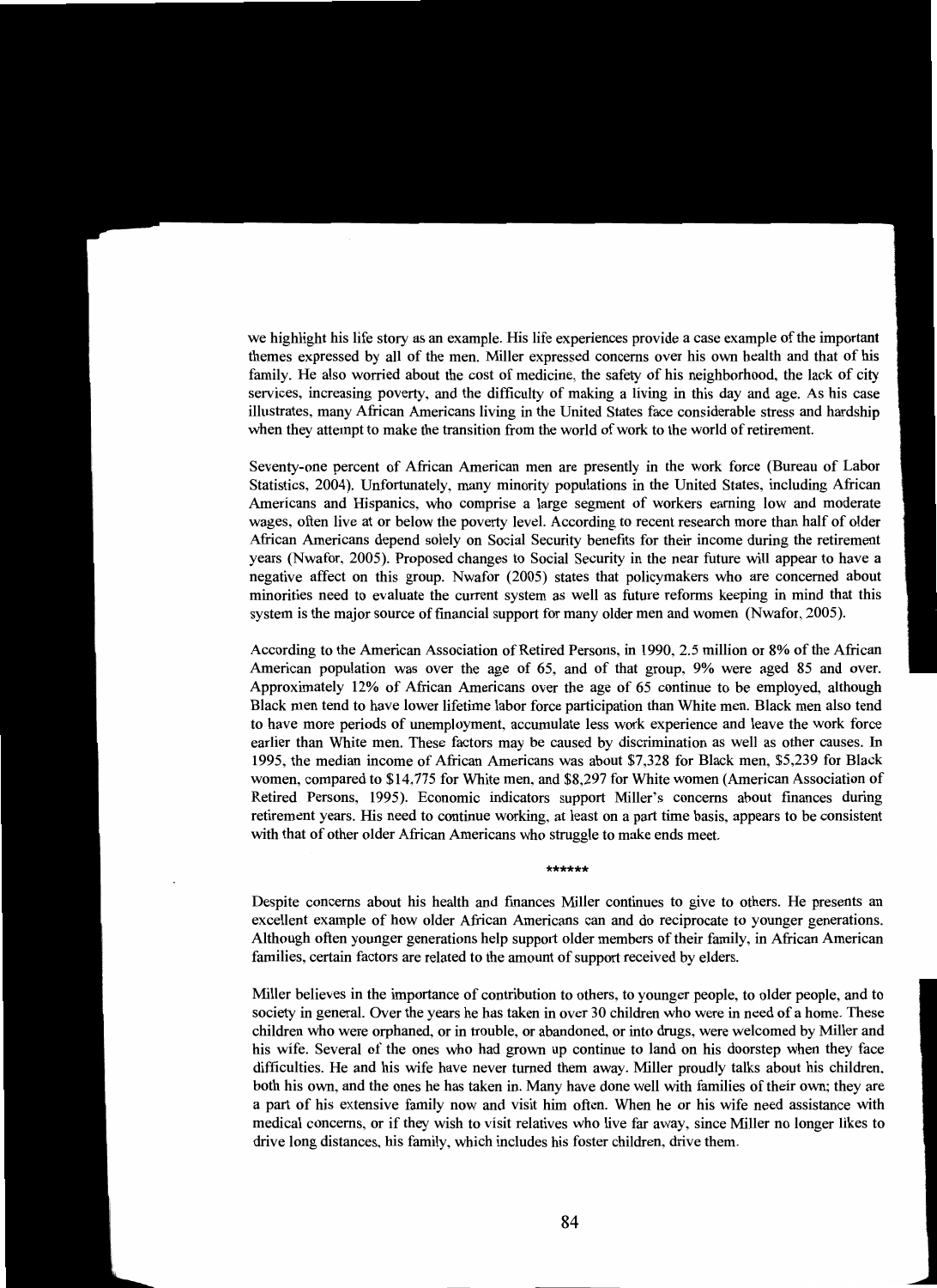we highlight his life story as an example. His life experiences provide a case example of the important themes expressed by all of the men. Miller expressed concerns over his own health and that of his family. He also worried about the cost of medicine, the safety of his neighborhood, the lack of city services, increasing poverty, and the difficulty of making a living in this day and age. As his case illustrates, many African Americans living in the United States face considerable stress and hardship when they attempt to make the transition from the world of work to the world of retirement.

Seventy-one percent of African American men are presently in the work force (Bureau of Labor Statistics, 2004). Unfortunately, many minority populations in the United States, including African Americans and Hispanics, who comprise a large segment of workers earning low and moderate wages, often live at or below the poverty level. According to recent research more than half of older African Americans depend solely on Social Security benefits for their income during the retirement years (Nwafor, 2005). Proposed changes to Social Security in the near future will appear to have a negative affect on this group. Nwafor (2005) states that policymakers who are concerned about minorities need to evaluate the current system as well as future reforms keeping in mind that this system is the major source of financial support for many older men and women (Nwafor, 2005).

According to the American Association of Retired Persons, in 1990, 2.5 million or 8% of the African American population was over the age of 65, and of that group, 9% were aged 85 and over. Approximately 12% of African Americans over the age of 65 continue to be employed, although Black men tend to have lower lifetime labor force participation than White men. Black men also tend to have more periods of unemployment, accumulate less work experience and leave the work force earlier than White men. These factors may be caused by discrimination as well as other causes. In 1995, the median income of African Americans was about $7,328 for Black men, $5,239 for Black women, compared to $14,775 for White men, and $8,297 for White women (American Association of Retired Persons, 1995). Economic indicators support Miller's concerns about finances during retirement years. His need to continue working, at least on a part time basis, appears to be consistent with that of other older African Americans who struggle to make ends meet.

******

Despite concerns about his health and finances Miller continues to give to others. He presents an excellent example of how older African Americans can and do reciprocate to younger generations. Although often younger generations help support older members of their family, in African American families, certain factors are related to the amount of support received by elders.

Miller believes in the importance of contribution to others, to younger people, to older people, and to society in general. Over the years he has taken in over 30 children who were in need of a home. These children who were orphaned, or in trouble, or abandoned, or into drugs, were welcomed by Miller and his wife. Several of the ones who had grown up continue to land on his doorstep when they face difficulties. He and his wife have never turned them away. Miller proudly talks about his children, both his own, and the ones he has taken in. Many have done well with families of their own; they are a part of his extensive family now and visit him often. When he or his wife need assistance with medical concerns, or if they wish to visit relatives who live far away, since Miller no longer likes to drive long distances, his family, which includes his foster children, drive them.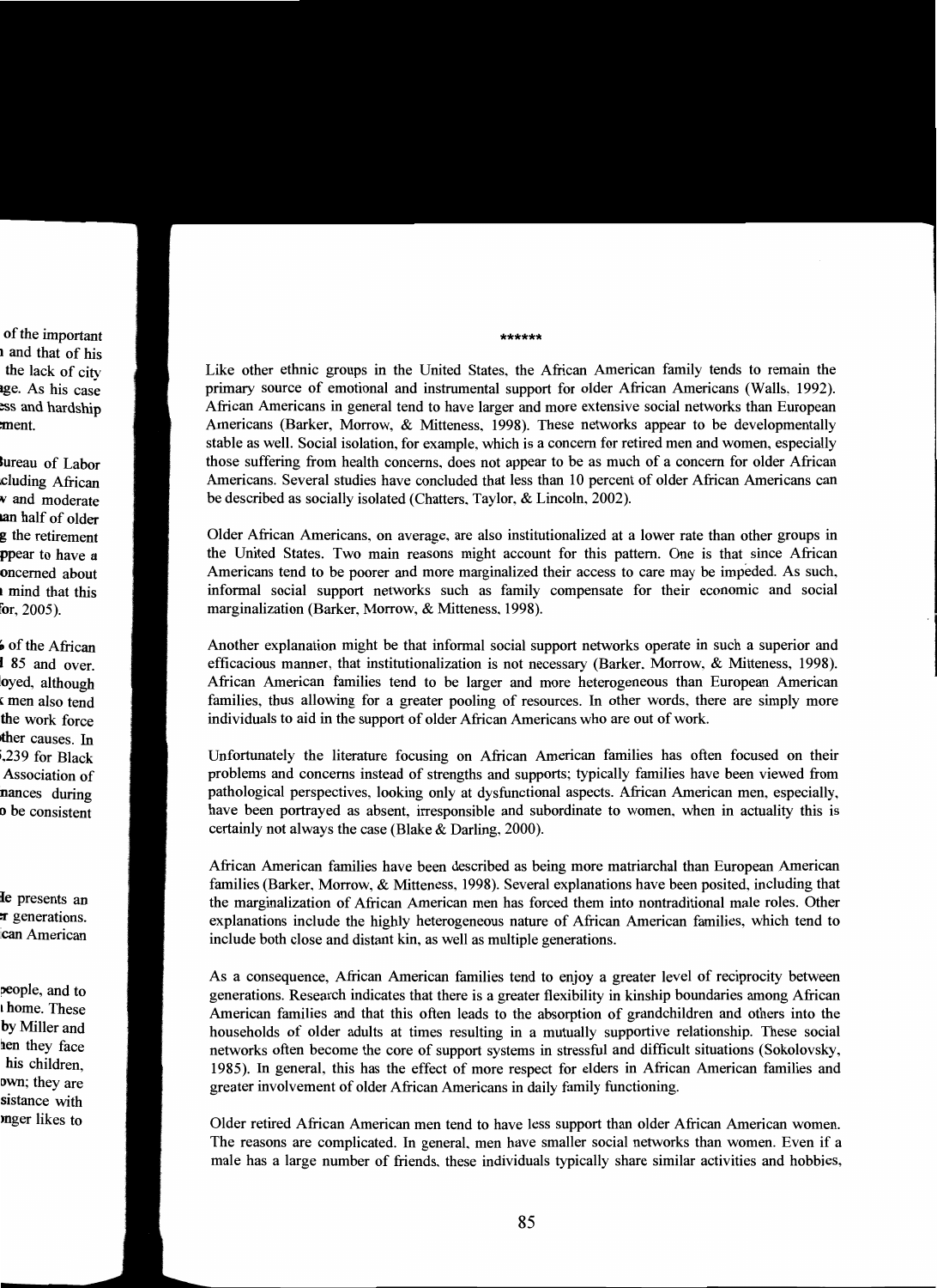\*\*\*\*\*\*

Like other ethnic groups in the United States, the African American family tends to remain the primary source of emotional and instrumental support for older African Americans (Walls, 1992). African Americans in general tend to have larger and more extensive social networks than European Americans (Barker, Morrow, & Mitteness, 1998). These networks appear to be developmentally stable as well. Social isolation, for example, which is a concern for retired men and women, especially those suffering from health concerns, does not appear to be as much of a concern for older African Americans. Several studies have concluded that less than 10 percent of older African Americans can be described as socially isolated (Chatters, Taylor, & Lincoln, 2002).

Older African Americans, on average, are also institutionalized at a lower rate than other groups in the United States. Two main reasons might account for this pattern. One is that since African Americans tend to be poorer and more marginalized their access to care may be impeded. As such, informal social support networks such as family compensate for their economic and social marginalization (Barker, Morrow, & Mitteness, 1998).

Another explanation might be that informal social support networks operate in such a superior and efficacious manner, that institutionalization is not necessary (Barker, Morrow, & Mitteness, 1998). African American families tend to be larger and more heterogeneous than European American families, thus allowing for a greater pooling of resources. In other words, there are simply more individuals to aid in the support of older African Americans who are out of work.

Unfortunately the literature focusing on African American families has often focused on their problems and concerns instead of strengths and supports; typically families have been viewed from pathological perspectives, looking only at dysfunctional aspects. African American men, especially, have been portrayed as absent, irresponsible and subordinate to women, when in actuality this is certainly not always the case (Blake & Darling, 2000).

African American families have been described as being more matriarchal than European American families (Barker, Morrow, & Mitteness, 1998). Several explanations have been posited, including that the marginalization of African American men has forced them into nontraditional male roles. Other explanations include the highly heterogeneous nature of African American families, which tend to include both close and distant kin, as well as multiple generations.

As a consequence, African American families tend to enjoy a greater level of reciprocity between generations. Research indicates that there is a greater flexibility in kinship boundaries among African American families and that this often leads to the absorption of grandchildren and others into the households of older adults at times resulting in a mutually supportive relationship. These social networks often become the core of support systems in stressful and difficult situations (Sokolovsky, 1985). In general, this has the effect of more respect for elders in African American families and greater involvement of older African Americans in daily family functioning.

Older retired African American men tend to have less support than older African American women. The reasons are complicated. In general, men have smaller social networks than women. Even if a male has a large number of friends, these individuals typically share similar activities and hobbies,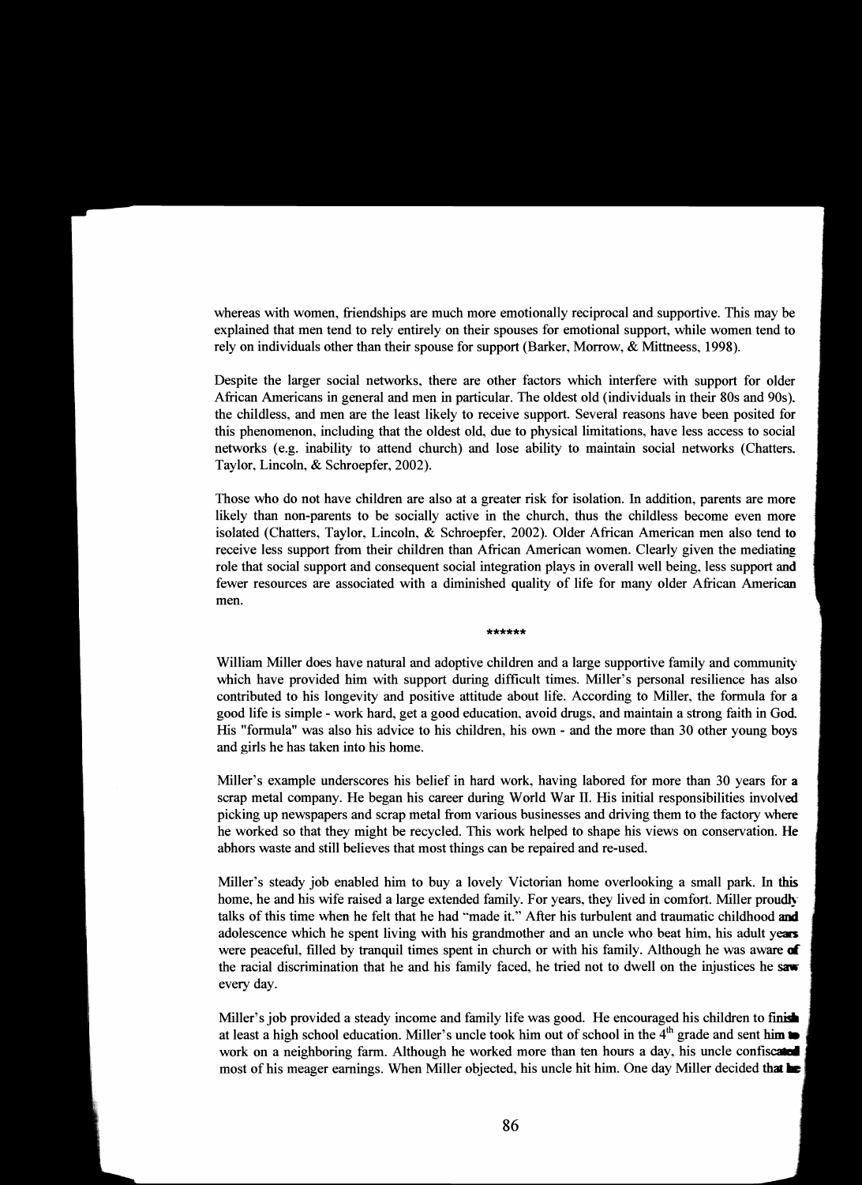whereas with women, friendships are much more emotionally reciprocal and supportive. This may be explained that men tend to rely entirely on their spouses for emotional support, while women tend to rely on individuals other than their spouse for support (Barker, Morrow, & Mittneess, 1998).

Despite the larger social networks, there are other factors which interfere with support for older African Americans in general and men in particular. The oldest old (individuals in their 80s and 90s), the childless, and men are the least likely to receive support. Several reasons have been posited for this phenomenon, including that the oldest old, due to physical limitations, have less access to social networks (e.g. inability to attend church) and lose ability to maintain social networks (Chatters, Taylor, Lincoln, & Schroepfer, 2002).

Those who do not have children are also at a greater risk for isolation. In addition, parents are more likely than non-parents to be socially active in the church, thus the childless become even more isolated (Chatters, Taylor, Lincoln, & Schroepfer, 2002). Older African American men also tend to receive less support from their children than African American women. Clearly given the mediating role that social support and consequent social integration plays in overall well being, less support and fewer resources are associated with a diminished quality of life for many older African American men.

******

William Miller does have natural and adoptive children and a large supportive family and community which have provided him with support during difficult times. Miller's personal resilience has also contributed to his longevity and positive attitude about life. According to Miller, the formula for a good life is simple - work hard, get a good education, avoid drugs, and maintain a strong faith in God. His "formula" was also his advice to his children, his own - and the more than 30 other young boys and girls he has taken into his home.

Miller's example underscores his belief in hard work, having labored for more than 30 years for a scrap metal company. He began his career during World War II. His initial responsibilities involved picking up newspapers and scrap metal from various businesses and driving them to the factory where he worked so that they might be recycled. This work helped to shape his views on conservation. He abhors waste and still believes that most things can be repaired and re-used.

Miller's steady job enabled him to buy a lovely Victorian home overlooking a small park. In this home, he and his wife raised a large extended family. For years, they lived in comfort. Miller proudly talks of this time when he felt that he had "made it." After his turbulent and traumatic childhood and adolescence which he spent living with his grandmother and an uncle who beat him, his adult years were peaceful, filled by tranquil times spent in church or with his family. Although he was aware of the racial discrimination that he and his family faced, he tried not to dwell on the injustices he saw every day.

Miller's job provided a steady income and family life was good. He encouraged his children to finish at least a high school education. Miller's uncle took him out of school in the 4th grade and sent him to work on a neighboring farm. Although he worked more than ten hours a day, his uncle confiscated most of his meager earnings. When Miller objected, his uncle hit him. One day Miller decided that he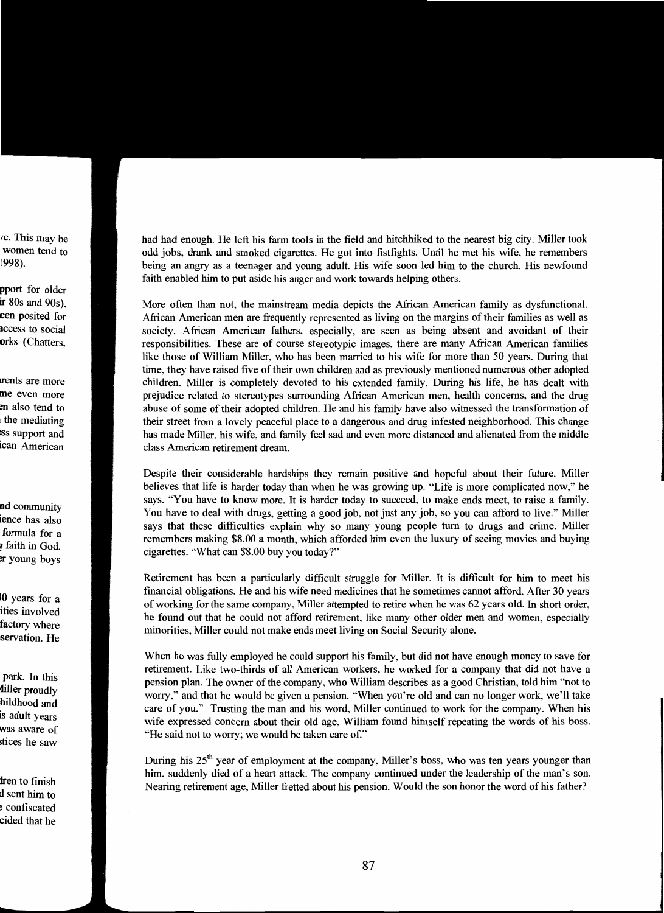had had enough. He left his farm tools in the field and hitchhiked to the nearest big city. Miller took odd jobs, drank and smoked cigarettes. He got into fistfights. Until he met his wife, he remembers being an angry as a teenager and young adult. His wife soon led him to the church. His newfound faith enabled him to put aside his anger and work towards helping others.

More often than not, the mainstream media depicts the African American family as dysfunctional. African American men are frequently represented as living on the margins of their families as well as society. African American fathers, especially, are seen as being absent and avoidant of their responsibilities. These are of course stereotypic images, there are many African American families like those of William Miller, who has been married to his wife for more than 50 years. During that time, they have raised five of their own children and as previously mentioned numerous other adopted children. Miller is completely devoted to his extended family. During his life, he has dealt with prejudice related to stereotypes surrounding African American men, health concerns, and the drug abuse of some of their adopted children. He and his family have also witnessed the transformation of their street from a lovely peaceful place to a dangerous and drug infested neighborhood. This change has made Miller, his wife, and family feel sad and even more distanced and alienated from the middle class American retirement dream.

Despite their considerable hardships they remain positive and hopeful about their future. Miller believes that life is harder today than when he was growing up. "Life is more complicated now," he says. "You have to know more. It is harder today to succeed, to make ends meet, to raise a family. You have to deal with drugs, getting a good job, not just any job, so you can afford to live." Miller says that these difficulties explain why so many young people turn to drugs and crime. Miller remembers making $8.00 a month, which afforded him even the luxury of seeing movies and buying cigarettes. "What can $8.00 buy you today?"

Retirement has been a particularly difficult struggle for Miller. It is difficult for him to meet his financial obligations. He and his wife need medicines that he sometimes cannot afford. After 30 years of working for the same company, Miller attempted to retire when he was 62 years old. In short order, he found out that he could not afford retirement, like many other older men and women, especially minorities, Miller could not make ends meet living on Social Security alone.

When he was fully employed he could support his family, but did not have enough money to save for retirement. Like two-thirds of all American workers, he worked for a company that did not have a pension plan. The owner of the company, who William describes as a good Christian, told him "not to worry," and that he would be given a pension. "When you're old and can no longer work, we'll take care of you." Trusting the man and his word, Miller continued to work for the company. When his wife expressed concern about their old age, William found himself repeating the words of his boss. "He said not to worry; we would be taken care of."

During his 25th year of employment at the company, Miller's boss, who was ten years younger than him, suddenly died of a heart attack. The company continued under the leadership of the man's son. Nearing retirement age, Miller fretted about his pension. Would the son honor the word of his father?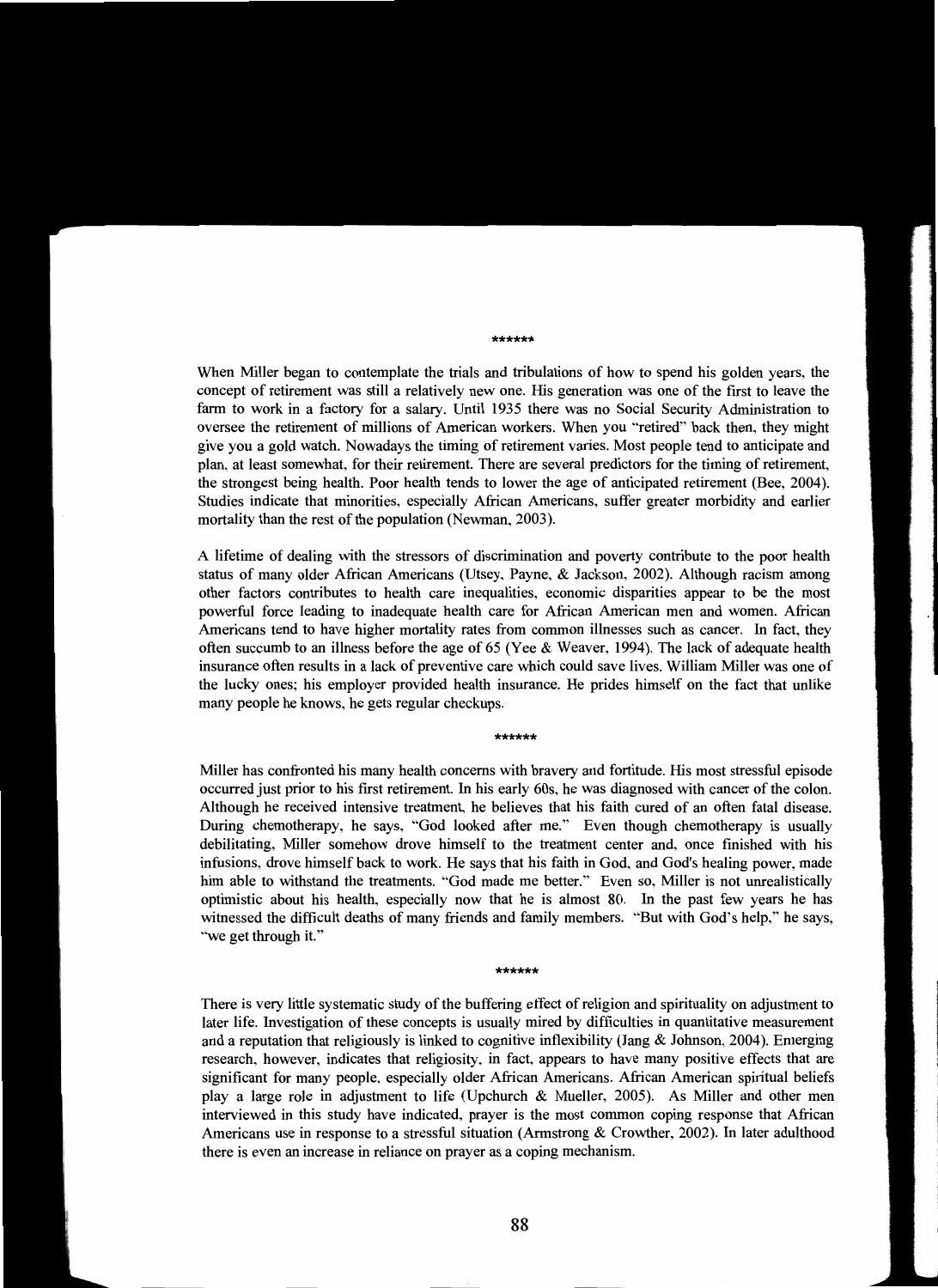******

When Miller began to contemplate the trials and tribulations of how to spend his golden years, the concept of retirement was still a relatively new one. His generation was one of the first to leave the farm to work in a factory for a salary. Until 1935 there was no Social Security Administration to oversee the retirement of millions of American workers. When you "retired" back then, they might give you a gold watch. Nowadays the timing of retirement varies. Most people tend to anticipate and plan, at least somewhat, for their retirement. There are several predictors for the timing of retirement, the strongest being health. Poor health tends to lower the age of anticipated retirement (Bee, 2004). Studies indicate that minorities, especially African Americans, suffer greater morbidity and earlier mortality than the rest of the population (Newman, 2003).

A lifetime of dealing with the stressors of discrimination and poverty contribute to the poor health status of many older African Americans (Utsey, Payne, & Jackson, 2002). Although racism among other factors contributes to health care inequalities, economic disparities appear to be the most powerful force leading to inadequate health care for African American men and women. African Americans tend to have higher mortality rates from common illnesses such as cancer. In fact, they often succumb to an illness before the age of 65 (Yee & Weaver, 1994). The lack of adequate health insurance often results in a lack of preventive care which could save lives. William Miller was one of the lucky ones; his employer provided health insurance. He prides himself on the fact that unlike many people he knows, he gets regular checkups.

******

Miller has confronted his many health concerns with bravery and fortitude. His most stressful episode occurred just prior to his first retirement. In his early 60s, he was diagnosed with cancer of the colon. Although he received intensive treatment, he believes that his faith cured of an often fatal disease. During chemotherapy, he says, "God looked after me." Even though chemotherapy is usually debilitating, Miller somehow drove himself to the treatment center and, once finished with his infusions, drove himself back to work. He says that his faith in God, and God's healing power, made him able to withstand the treatments. "God made me better." Even so, Miller is not unrealistically optimistic about his health, especially now that he is almost 80. In the past few years he has witnessed the difficult deaths of many friends and family members. "But with God's help," he says, "we get through it."

******

There is very little systematic study of the buffering effect of religion and spirituality on adjustment to later life. Investigation of these concepts is usually mired by difficulties in quantitative measurement and a reputation that religiously is linked to cognitive inflexibility (Jang & Johnson, 2004). Emerging research, however, indicates that religiosity, in fact, appears to have many positive effects that are significant for many people, especially older African Americans. African American spiritual beliefs play a large role in adjustment to life (Upchurch & Mueller, 2005). As Miller and other men interviewed in this study have indicated, prayer is the most common coping response that African Americans use in response to a stressful situation (Armstrong & Crowther, 2002). In later adulthood there is even an increase in reliance on prayer as a coping mechanism.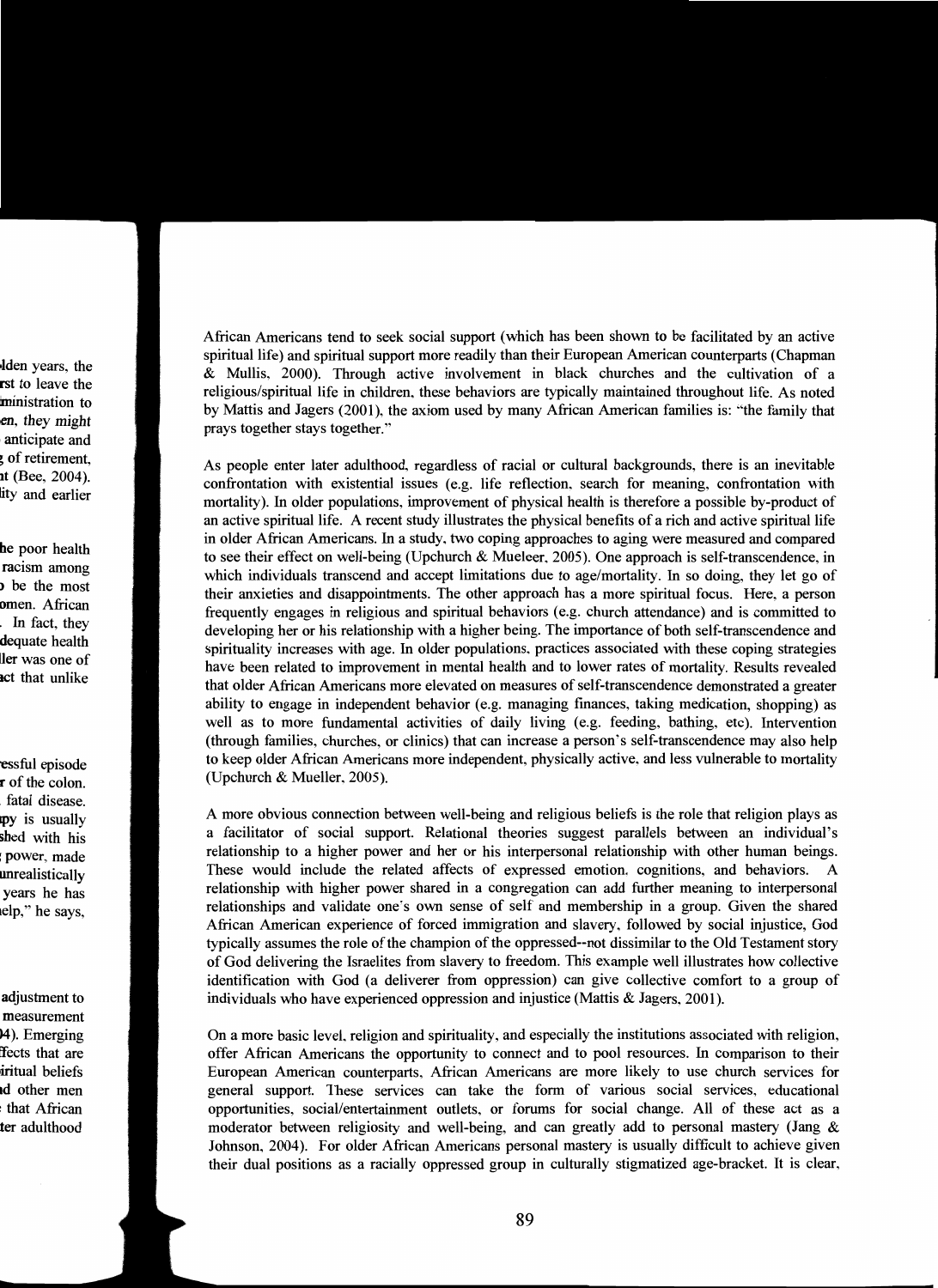African Americans tend to seek social support (which has been shown to be facilitated by an active spiritual life) and spiritual support more readily than their European American counterparts (Chapman & Mullis, 2000). Through active involvement in black churches and the cultivation of a religious/spiritual life in children, these behaviors are typically maintained throughout life. As noted by Mattis and Jagers (2001), the axiom used by many African American families is: "the family that prays together stays together."

As people enter later adulthood, regardless of racial or cultural backgrounds, there is an inevitable confrontation with existential issues (e.g. life reflection, search for meaning, confrontation with mortality). In older populations, improvement of physical health is therefore a possible by-product of an active spiritual life. A recent study illustrates the physical benefits of a rich and active spiritual life in older African Americans. In a study, two coping approaches to aging were measured and compared to see their effect on well-being (Upchurch & Mueleer, 2005). One approach is self-transcendence, in which individuals transcend and accept limitations due to age/mortality. In so doing, they let go of their anxieties and disappointments. The other approach has a more spiritual focus. Here, a person frequently engages in religious and spiritual behaviors (e.g. church attendance) and is committed to developing her or his relationship with a higher being. The importance of both self-transcendence and spirituality increases with age. In older populations, practices associated with these coping strategies have been related to improvement in mental health and to lower rates of mortality. Results revealed that older African Americans more elevated on measures of self-transcendence demonstrated a greater ability to engage in independent behavior (e.g. managing finances, taking medication, shopping) as well as to more fundamental activities of daily living (e.g. feeding, bathing, etc). Intervention (through families, churches, or clinics) that can increase a person's self-transcendence may also help to keep older African Americans more independent, physically active, and less vulnerable to mortality (Upchurch & Mueller, 2005).

A more obvious connection between well-being and religious beliefs is the role that religion plays as a facilitator of social support. Relational theories suggest parallels between an individual's relationship to a higher power and her or his interpersonal relationship with other human beings. These would include the related affects of expressed emotion, cognitions, and behaviors. A relationship with higher power shared in a congregation can add further meaning to interpersonal relationships and validate one's own sense of self and membership in a group. Given the shared African American experience of forced immigration and slavery, followed by social injustice, God typically assumes the role of the champion of the oppressed--not dissimilar to the Old Testament story of God delivering the Israelites from slavery to freedom. This example well illustrates how collective identification with God (a deliverer from oppression) can give collective comfort to a group of individuals who have experienced oppression and injustice (Mattis & Jagers, 2001).

On a more basic level, religion and spirituality, and especially the institutions associated with religion, offer African Americans the opportunity to connect and to pool resources. In comparison to their European American counterparts, African Americans are more likely to use church services for general support. These services can take the form of various social services, educational opportunities, social/entertainment outlets, or forums for social change. All of these act as a moderator between religiosity and well-being, and can greatly add to personal mastery (Jang & Johnson, 2004). For older African Americans personal mastery is usually difficult to achieve given their dual positions as a racially oppressed group in culturally stigmatized age-bracket. It is clear,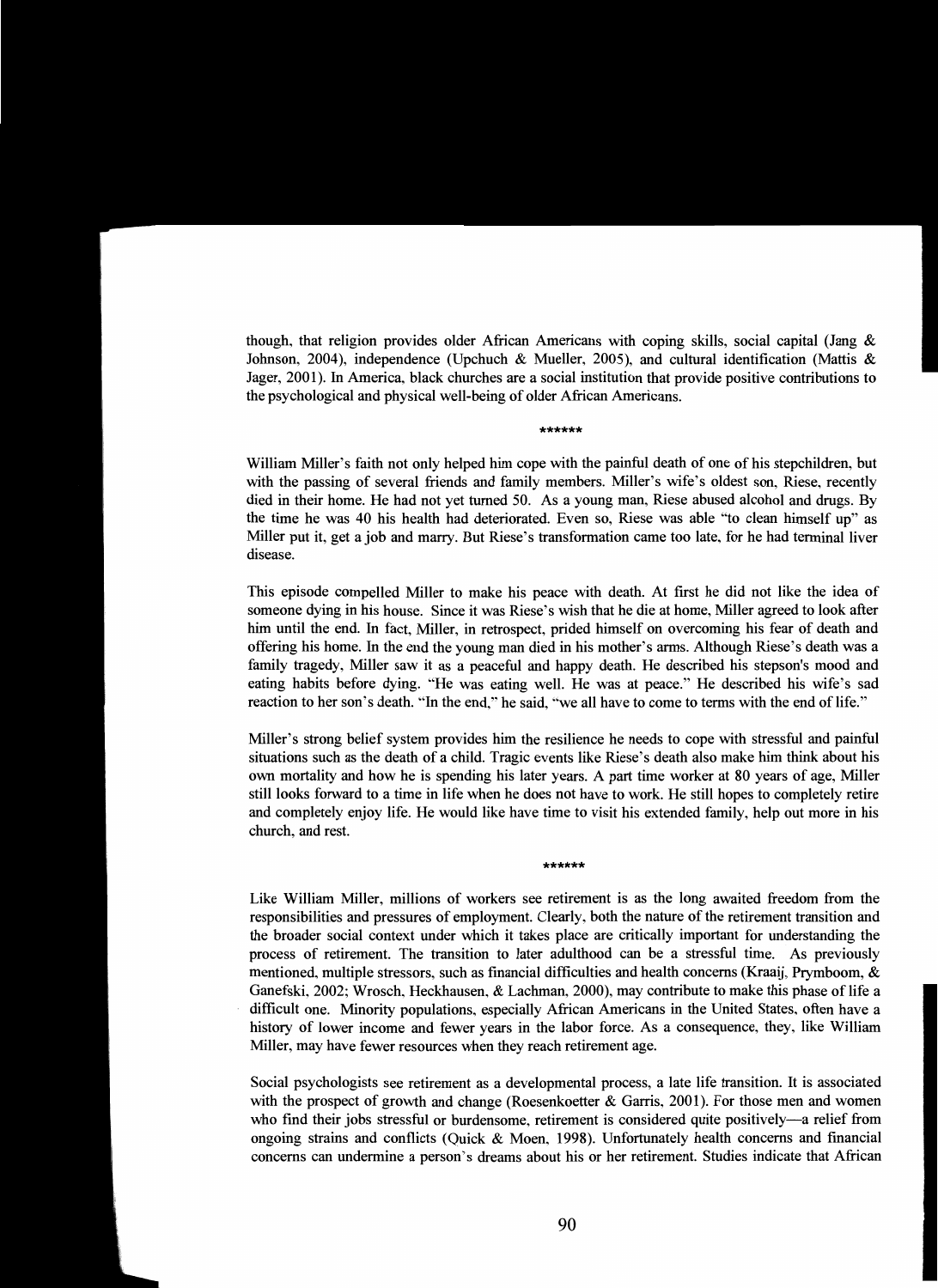though, that religion provides older African Americans with coping skills, social capital (Jang & Johnson, 2004), independence (Upchuch & Mueller, 2005), and cultural identification (Mattis & Jager, 2001). In America, black churches are a social institution that provide positive contributions to the psychological and physical well-being of older African Americans.

******

William Miller's faith not only helped him cope with the painful death of one of his stepchildren, but with the passing of several friends and family members. Miller's wife's oldest son, Riese, recently died in their home. He had not yet turned 50. As a young man, Riese abused alcohol and drugs. By the time he was 40 his health had deteriorated. Even so, Riese was able "to clean himself up" as Miller put it, get a job and marry. But Riese's transformation came too late, for he had terminal liver disease.

This episode compelled Miller to make his peace with death. At first he did not like the idea of someone dying in his house. Since it was Riese's wish that he die at home, Miller agreed to look after him until the end. In fact, Miller, in retrospect, prided himself on overcoming his fear of death and offering his home. In the end the young man died in his mother's arms. Although Riese's death was a family tragedy, Miller saw it as a peaceful and happy death. He described his stepson's mood and eating habits before dying. "He was eating well. He was at peace." He described his wife's sad reaction to her son's death. "In the end," he said, "we all have to come to terms with the end of life."

Miller's strong belief system provides him the resilience he needs to cope with stressful and painful situations such as the death of a child. Tragic events like Riese's death also make him think about his own mortality and how he is spending his later years. A part time worker at 80 years of age, Miller still looks forward to a time in life when he does not have to work. He still hopes to completely retire and completely enjoy life. He would like have time to visit his extended family, help out more in his church, and rest.

******

Like William Miller, millions of workers see retirement is as the long awaited freedom from the responsibilities and pressures of employment. Clearly, both the nature of the retirement transition and the broader social context under which it takes place are critically important for understanding the process of retirement. The transition to later adulthood can be a stressful time. As previously mentioned, multiple stressors, such as financial difficulties and health concerns (Kraaij, Prymboom, & Ganefski, 2002; Wrosch, Heckhausen, & Lachman, 2000), may contribute to make this phase of life a difficult one. Minority populations, especially African Americans in the United States, often have a history of lower income and fewer years in the labor force. As a consequence, they, like William Miller, may have fewer resources when they reach retirement age.

Social psychologists see retirement as a developmental process, a late life transition. It is associated with the prospect of growth and change (Roesenkoetter & Garris, 2001). For those men and women who find their jobs stressful or burdensome, retirement is considered quite positively—a relief from ongoing strains and conflicts (Quick & Moen, 1998). Unfortunately health concerns and financial concerns can undermine a person's dreams about his or her retirement. Studies indicate that African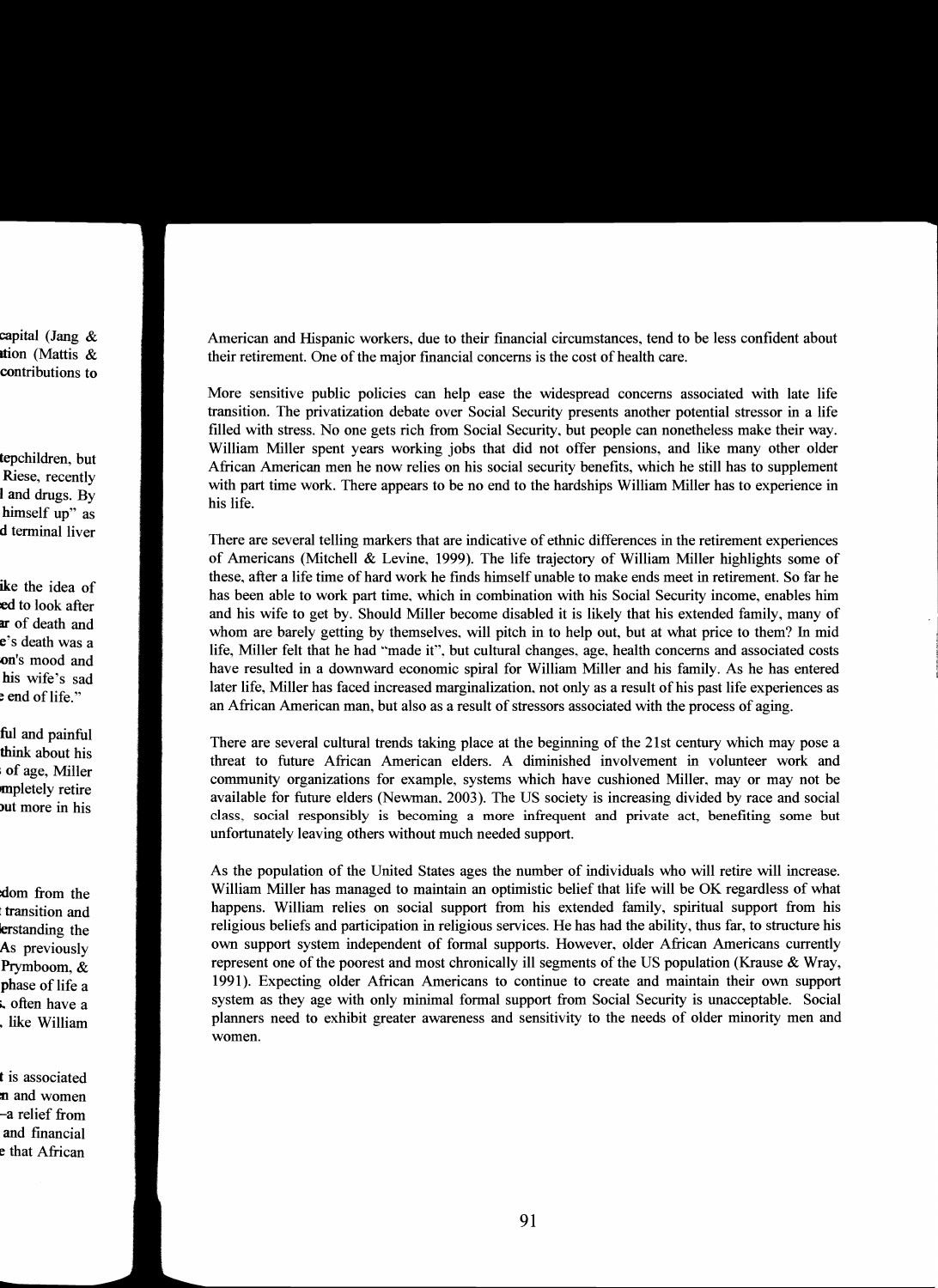American and Hispanic workers, due to their financial circumstances, tend to be less confident about their retirement. One of the major financial concerns is the cost of health care.

More sensitive public policies can help ease the widespread concerns associated with late life transition. The privatization debate over Social Security presents another potential stressor in a life filled with stress. No one gets rich from Social Security, but people can nonetheless make their way. William Miller spent years working jobs that did not offer pensions, and like many other older African American men he now relies on his social security benefits, which he still has to supplement with part time work. There appears to be no end to the hardships William Miller has to experience in his life.

There are several telling markers that are indicative of ethnic differences in the retirement experiences of Americans (Mitchell & Levine, 1999). The life trajectory of William Miller highlights some of these, after a life time of hard work he finds himself unable to make ends meet in retirement. So far he has been able to work part time, which in combination with his Social Security income, enables him and his wife to get by. Should Miller become disabled it is likely that his extended family, many of whom are barely getting by themselves, will pitch in to help out, but at what price to them? In mid life, Miller felt that he had "made it", but cultural changes, age, health concerns and associated costs have resulted in a downward economic spiral for William Miller and his family. As he has entered later life, Miller has faced increased marginalization, not only as a result of his past life experiences as an African American man, but also as a result of stressors associated with the process of aging.

There are several cultural trends taking place at the beginning of the 21st century which may pose a threat to future African American elders. A diminished involvement in volunteer work and community organizations for example, systems which have cushioned Miller, may or may not be available for future elders (Newman, 2003). The US society is increasing divided by race and social class, social responsibly is becoming a more infrequent and private act, benefiting some but unfortunately leaving others without much needed support.

As the population of the United States ages the number of individuals who will retire will increase. William Miller has managed to maintain an optimistic belief that life will be OK regardless of what happens. William relies on social support from his extended family, spiritual support from his religious beliefs and participation in religious services. He has had the ability, thus far, to structure his own support system independent of formal supports. However, older African Americans currently represent one of the poorest and most chronically ill segments of the US population (Krause & Wray, 1991). Expecting older African Americans to continue to create and maintain their own support system as they age with only minimal formal support from Social Security is unacceptable. Social planners need to exhibit greater awareness and sensitivity to the needs of older minority men and women.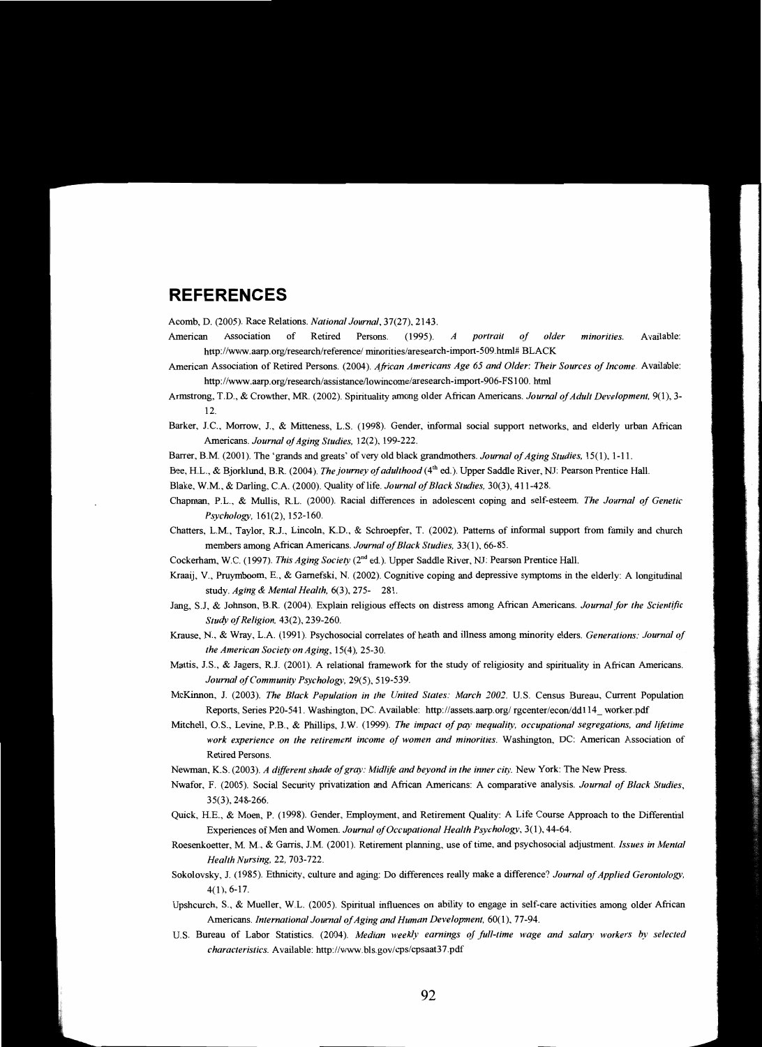# REFERENCES

Acomb, D. (2005). Race Relations. *National Journal*, 37(27), 2143.

American Association of Retired Persons. (1995). *A portrait of older minorities.* Available: http://www.aarp.org/research/reference/ minorities/aresearch-import-509.html# BLACK

American Association of Retired Persons. (2004). *African Americans Age 65 and Older: Their Sources of Income.* Available: http://www.aarp.org/research/assistance/lowincome/aresearch-import-906-FS100. html

Armstrong, T.D., & Crowther, MR. (2002). Spirituality among older African Americans. *Journal of Adult Development,* 9(1), 3-12.

Barker, J.C., Morrow, J., & Mitteness, L.S. (1998). Gender, informal social support networks, and elderly urban African Americans. *Journal of Aging Studies,* 12(2), 199-222.

Barrer, B.M. (2001). The 'grands and greats' of very old black grandmothers. *Journal of Aging Studies,* 15(1), 1-11.

Bee, H.L., & Bjorklund, B.R. (2004). *The journey of adulthood* (4th ed.). Upper Saddle River, NJ: Pearson Prentice Hall.

Blake, W.M., & Darling, C.A. (2000). Quality of life. *Journal of Black Studies,* 30(3), 411-428.

Chapman, P.L., & Mullis, R.L. (2000). Racial differences in adolescent coping and self-esteem. *The Journal of Genetic Psychology,* 161(2), 152-160.

Chatters, L.M., Taylor, R.J., Lincoln, K.D., & Schroepfer, T. (2002). Patterns of informal support from family and church members among African Americans. *Journal of Black Studies,* 33(1), 66-85.

Cockerham, W.C. (1997). *This Aging Society* (2nd ed.). Upper Saddle River, NJ: Pearson Prentice Hall.

Kraaij, V., Pruymboom, E., & Garnefski, N. (2002). Cognitive coping and depressive symptoms in the elderly: A longitudinal study. *Aging & Mental Health,* 6(3), 275- 281.

Jang, S.J, & Johnson, B.R. (2004). Explain religious effects on distress among African Americans. *Journal for the Scientific Study of Religion,* 43(2), 239-260.

Krause, N., & Wray, L.A. (1991). Psychosocial correlates of heath and illness among minority elders. *Generations: Journal of the American Society on Aging*, 15(4), 25-30.

Mattis, J.S., & Jagers, R.J. (2001). A relational framework for the study of religiosity and spirituality in African Americans. *Journal of Community Psychology,* 29(5), 519-539.

McKinnon, J. (2003). *The Black Population in the United States: March 2002.* U.S. Census Bureau, Current Population Reports, Series P20-541. Washington, DC. Available: http://assets.aarp.org/ rgcenter/econ/dd114_ worker.pdf

Mitchell, O.S., Levine, P.B., & Phillips, J.W. (1999). *The impact of pay inequality, occupational segregations, and lifetime work experience on the retirement income of women and minorities.* Washington, DC: American Association of Retired Persons.

Newman, K.S. (2003). *A different shade of gray: Midlife and beyond in the inner city.* New York: The New Press.

Nwafor, F. (2005). Social Security privatization and African Americans: A comparative analysis. *Journal of Black Studies,* 35(3), 248-266.

Quick, H.E., & Moen, P. (1998). Gender, Employment, and Retirement Quality: A Life Course Approach to the Differential Experiences of Men and Women. *Journal of Occupational Health Psychology*, 3(1), 44-64.

Roesenkoetter, M. M., & Garris, J.M. (2001). Retirement planning, use of time, and psychosocial adjustment. *Issues in Mental Health Nursing,* 22, 703-722.

Sokolovsky, J. (1985). Ethnicity, culture and aging: Do differences really make a difference? *Journal of Applied Gerontology,* 4(1), 6-17.

Upshcurch, S., & Mueller, W.L. (2005). Spiritual influences on ability to engage in self-care activities among older African Americans. *International Journal of Aging and Human Development,* 60(1), 77-94.

U.S. Bureau of Labor Statistics. (2004). *Median weekly earnings of full-time wage and salary workers by selected characteristics.* Available: http://www.bls.gov/cps/cpsaat37.pdf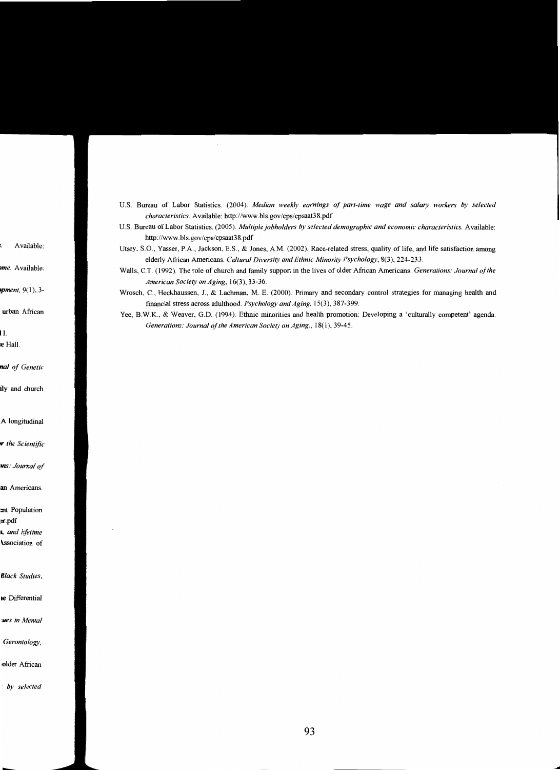U.S. Bureau of Labor Statistics. (2004). *Median weekly earnings of part-time wage and salary workers by selected characteristics*. Available: http://www.bls.gov/cps/cpsaat38.pdf

U.S. Bureau of Labor Statistics. (2005). *Multiple jobholders by selected demographic and economic characteristics*. Available: http://www.bls.gov/cps/cpsaat38.pdf

Utsey, S.O., Yasser, P.A., Jackson, E.S., & Jones, A.M. (2002). Race-related stress, quality of life, and life satisfaction among elderly African Americans. *Cultural Diversity and Ethnic Minority Psychology*, 8(3), 224-233.

Walls, C.T. (1992). The role of church and family support in the lives of older African Americans. *Generations: Journal of the American Society on Aging*, 16(3), 33-36.

Wrosch, C., Heckhaussen, J., & Lachman, M. E. (2000). Primary and secondary control strategies for managing health and financial stress across adulthood. *Psychology and Aging*, 15(3), 387-399.

Yee, B.W.K., & Weaver, G.D. (1994). Ethnic minorities and health promotion: Developing a 'culturally competent' agenda. *Generations: Journal of the American Society on Aging*,, 18(1), 39-45.